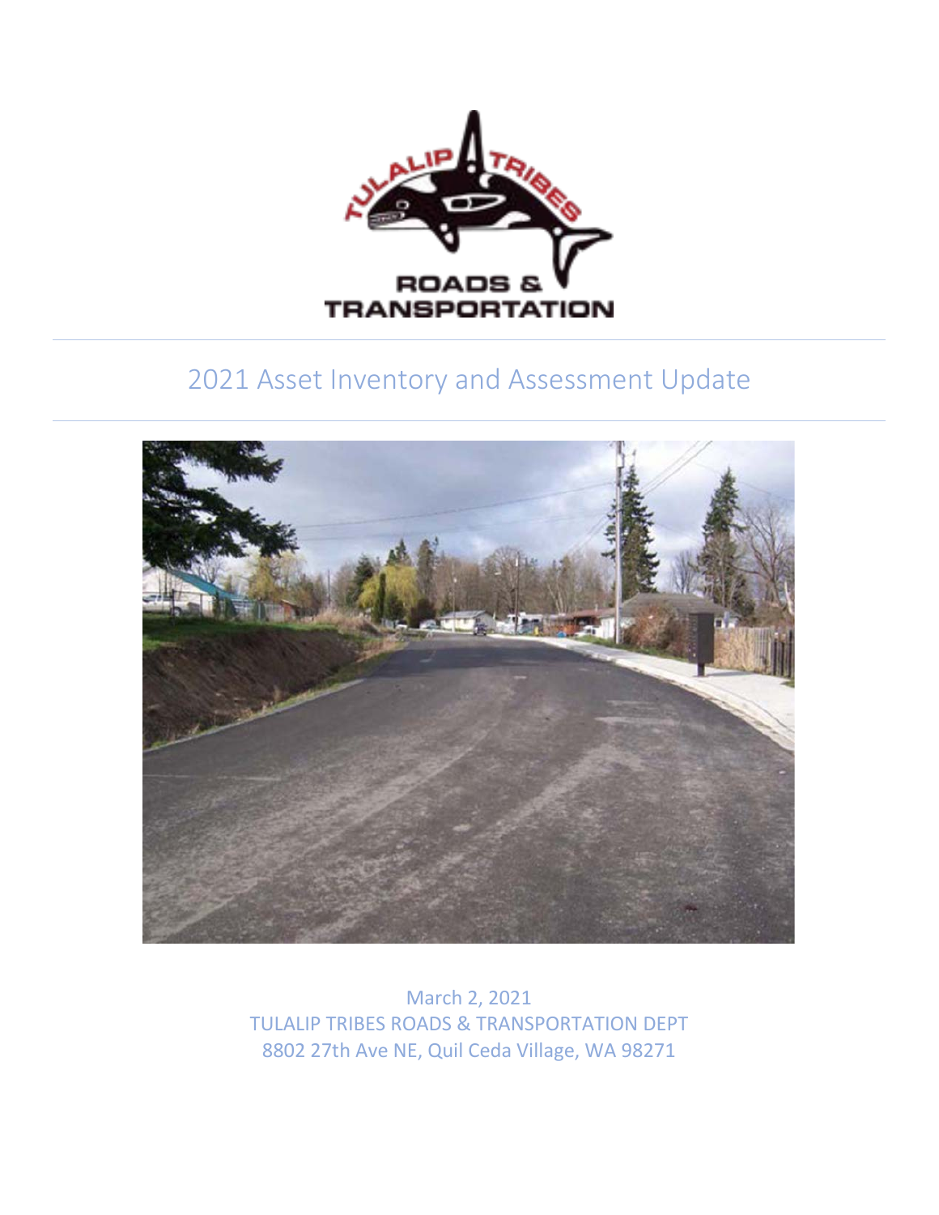# 2021 Asset Inventory and Assessment Update

March 2, 2021
TULALIP TRIBES ROADS & TRANSPORTATION DEPT
8802 27th Ave NE, Quil Ceda Village, WA 98271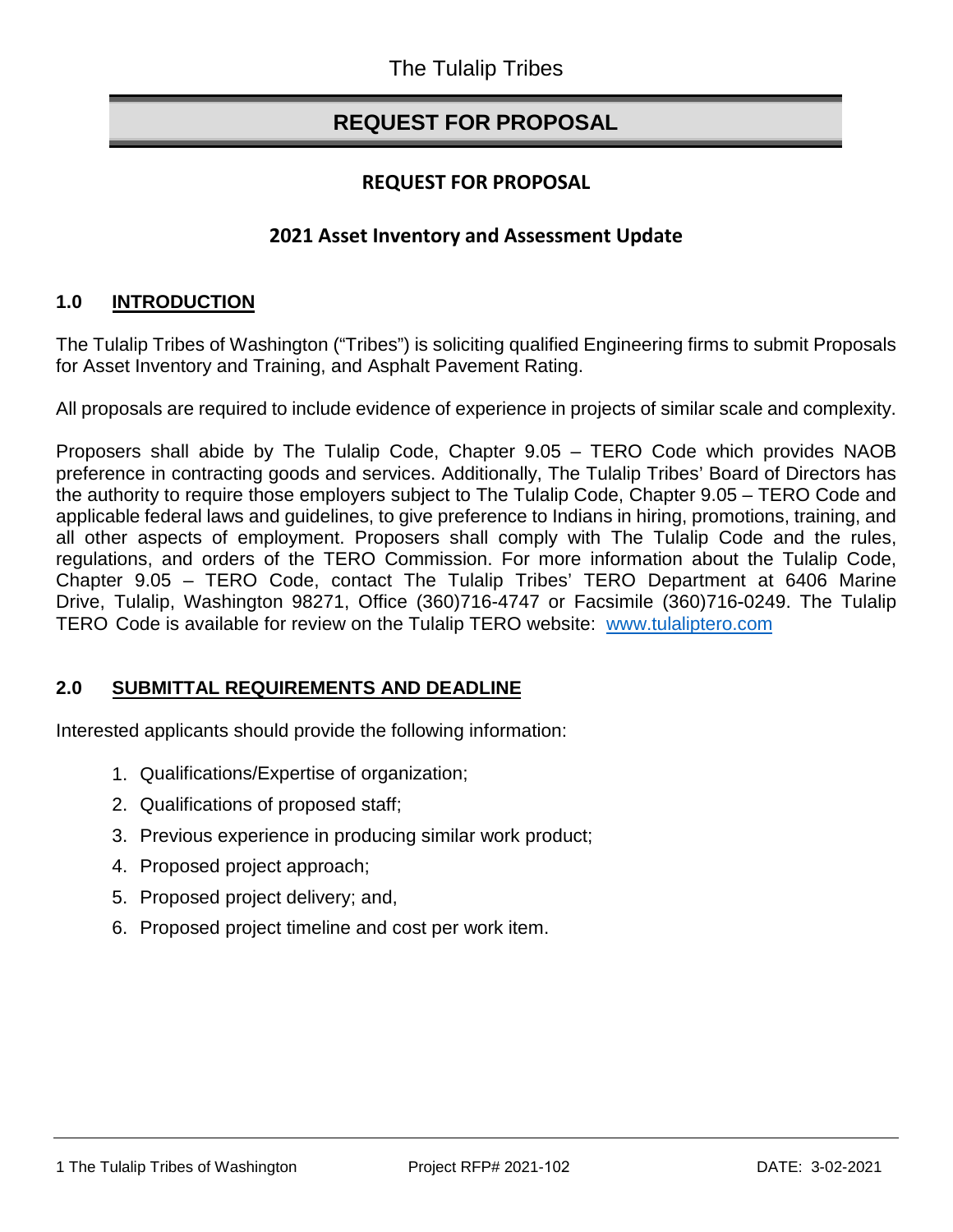The Tulalip Tribes

# REQUEST FOR PROPOSAL

## REQUEST FOR PROPOSAL

## 2021 Asset Inventory and Assessment Update

### 1.0 INTRODUCTION

The Tulalip Tribes of Washington ("Tribes") is soliciting qualified Engineering firms to submit Proposals for Asset Inventory and Training, and Asphalt Pavement Rating.

All proposals are required to include evidence of experience in projects of similar scale and complexity.

Proposers shall abide by The Tulalip Code, Chapter 9.05 – TERO Code which provides NAOB preference in contracting goods and services. Additionally, The Tulalip Tribes' Board of Directors has the authority to require those employers subject to The Tulalip Code, Chapter 9.05 – TERO Code and applicable federal laws and guidelines, to give preference to Indians in hiring, promotions, training, and all other aspects of employment. Proposers shall comply with The Tulalip Code and the rules, regulations, and orders of the TERO Commission. For more information about the Tulalip Code, Chapter 9.05 – TERO Code, contact The Tulalip Tribes' TERO Department at 6406 Marine Drive, Tulalip, Washington 98271, Office (360)716-4747 or Facsimile (360)716-0249. The Tulalip TERO Code is available for review on the Tulalip TERO website: www.tulaliptero.com

### 2.0 SUBMITTAL REQUIREMENTS AND DEADLINE

Interested applicants should provide the following information:

1. Qualifications/Expertise of organization;
2. Qualifications of proposed staff;
3. Previous experience in producing similar work product;
4. Proposed project approach;
5. Proposed project delivery; and,
6. Proposed project timeline and cost per work item.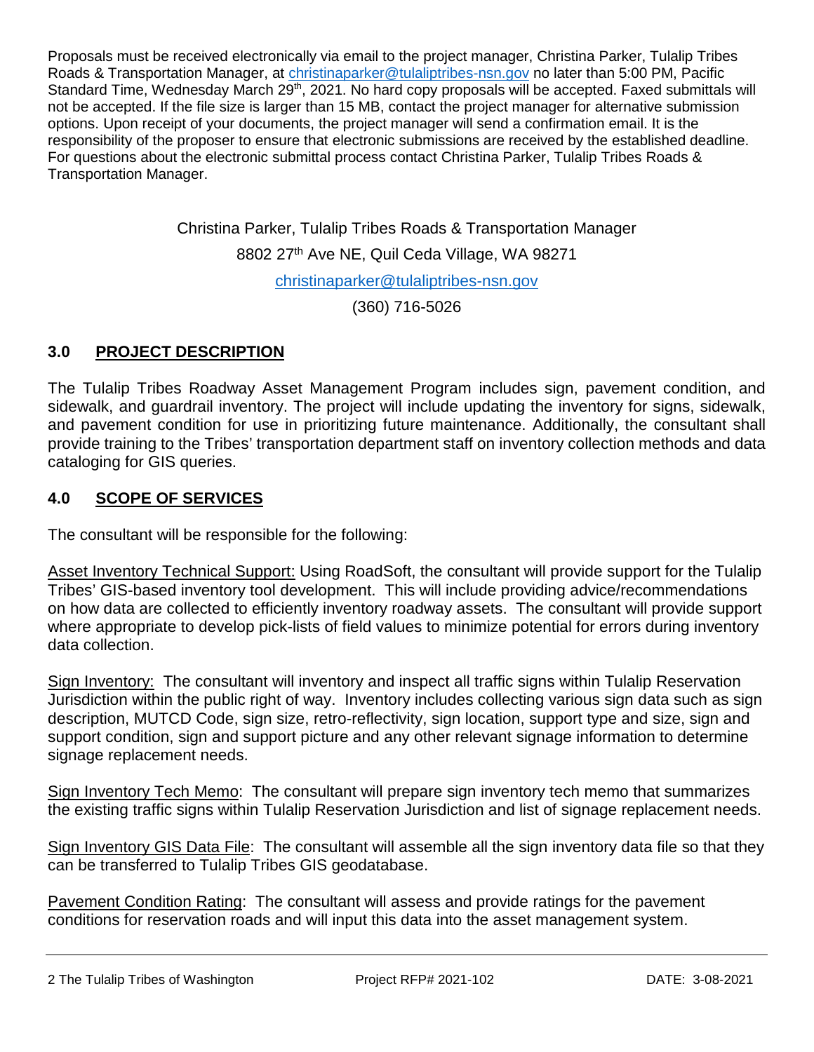Proposals must be received electronically via email to the project manager, Christina Parker, Tulalip Tribes Roads & Transportation Manager, at christinaparker@tulaliptribes-nsn.gov no later than 5:00 PM, Pacific Standard Time, Wednesday March 29th, 2021. No hard copy proposals will be accepted. Faxed submittals will not be accepted. If the file size is larger than 15 MB, contact the project manager for alternative submission options. Upon receipt of your documents, the project manager will send a confirmation email. It is the responsibility of the proposer to ensure that electronic submissions are received by the established deadline. For questions about the electronic submittal process contact Christina Parker, Tulalip Tribes Roads & Transportation Manager.

Christina Parker, Tulalip Tribes Roads & Transportation Manager
8802 27th Ave NE, Quil Ceda Village, WA 98271
christinaparker@tulaliptribes-nsn.gov
(360) 716-5026

## 3.0 PROJECT DESCRIPTION

The Tulalip Tribes Roadway Asset Management Program includes sign, pavement condition, and sidewalk, and guardrail inventory. The project will include updating the inventory for signs, sidewalk, and pavement condition for use in prioritizing future maintenance. Additionally, the consultant shall provide training to the Tribes' transportation department staff on inventory collection methods and data cataloging for GIS queries.

## 4.0 SCOPE OF SERVICES

The consultant will be responsible for the following:

Asset Inventory Technical Support: Using RoadSoft, the consultant will provide support for the Tulalip Tribes' GIS-based inventory tool development. This will include providing advice/recommendations on how data are collected to efficiently inventory roadway assets. The consultant will provide support where appropriate to develop pick-lists of field values to minimize potential for errors during inventory data collection.

Sign Inventory: The consultant will inventory and inspect all traffic signs within Tulalip Reservation Jurisdiction within the public right of way. Inventory includes collecting various sign data such as sign description, MUTCD Code, sign size, retro-reflectivity, sign location, support type and size, sign and support condition, sign and support picture and any other relevant signage information to determine signage replacement needs.

Sign Inventory Tech Memo: The consultant will prepare sign inventory tech memo that summarizes the existing traffic signs within Tulalip Reservation Jurisdiction and list of signage replacement needs.

Sign Inventory GIS Data File: The consultant will assemble all the sign inventory data file so that they can be transferred to Tulalip Tribes GIS geodatabase.

Pavement Condition Rating: The consultant will assess and provide ratings for the pavement conditions for reservation roads and will input this data into the asset management system.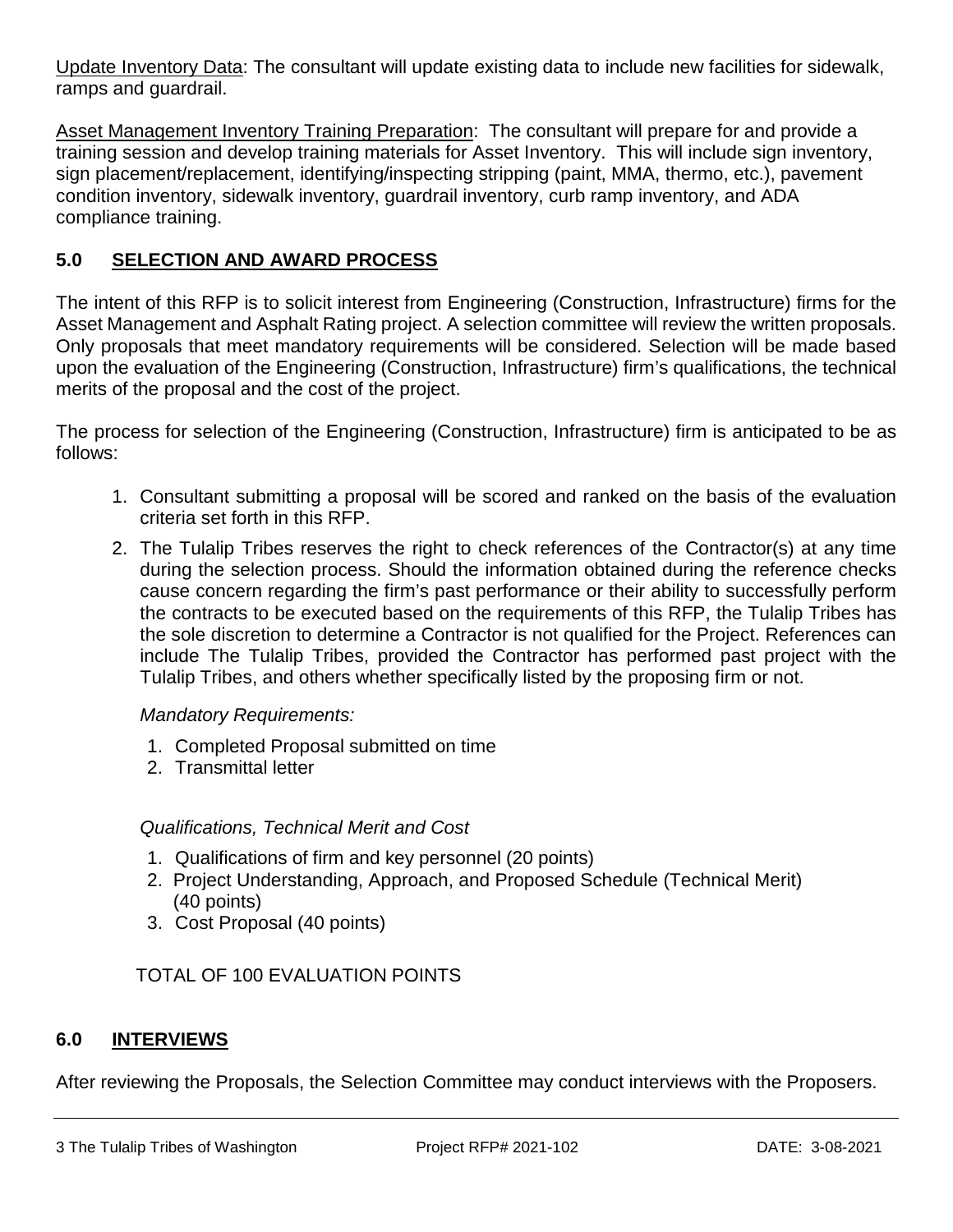Update Inventory Data: The consultant will update existing data to include new facilities for sidewalk, ramps and guardrail.

Asset Management Inventory Training Preparation: The consultant will prepare for and provide a training session and develop training materials for Asset Inventory. This will include sign inventory, sign placement/replacement, identifying/inspecting stripping (paint, MMA, thermo, etc.), pavement condition inventory, sidewalk inventory, guardrail inventory, curb ramp inventory, and ADA compliance training.

## 5.0 SELECTION AND AWARD PROCESS

The intent of this RFP is to solicit interest from Engineering (Construction, Infrastructure) firms for the Asset Management and Asphalt Rating project. A selection committee will review the written proposals. Only proposals that meet mandatory requirements will be considered. Selection will be made based upon the evaluation of the Engineering (Construction, Infrastructure) firm's qualifications, the technical merits of the proposal and the cost of the project.

The process for selection of the Engineering (Construction, Infrastructure) firm is anticipated to be as follows:

1. Consultant submitting a proposal will be scored and ranked on the basis of the evaluation criteria set forth in this RFP.
2. The Tulalip Tribes reserves the right to check references of the Contractor(s) at any time during the selection process. Should the information obtained during the reference checks cause concern regarding the firm's past performance or their ability to successfully perform the contracts to be executed based on the requirements of this RFP, the Tulalip Tribes has the sole discretion to determine a Contractor is not qualified for the Project. References can include The Tulalip Tribes, provided the Contractor has performed past project with the Tulalip Tribes, and others whether specifically listed by the proposing firm or not.

*Mandatory Requirements:*

1. Completed Proposal submitted on time
2. Transmittal letter

*Qualifications, Technical Merit and Cost*

1. Qualifications of firm and key personnel (20 points)
2. Project Understanding, Approach, and Proposed Schedule (Technical Merit) (40 points)
3. Cost Proposal (40 points)

TOTAL OF 100 EVALUATION POINTS

## 6.0 INTERVIEWS

After reviewing the Proposals, the Selection Committee may conduct interviews with the Proposers.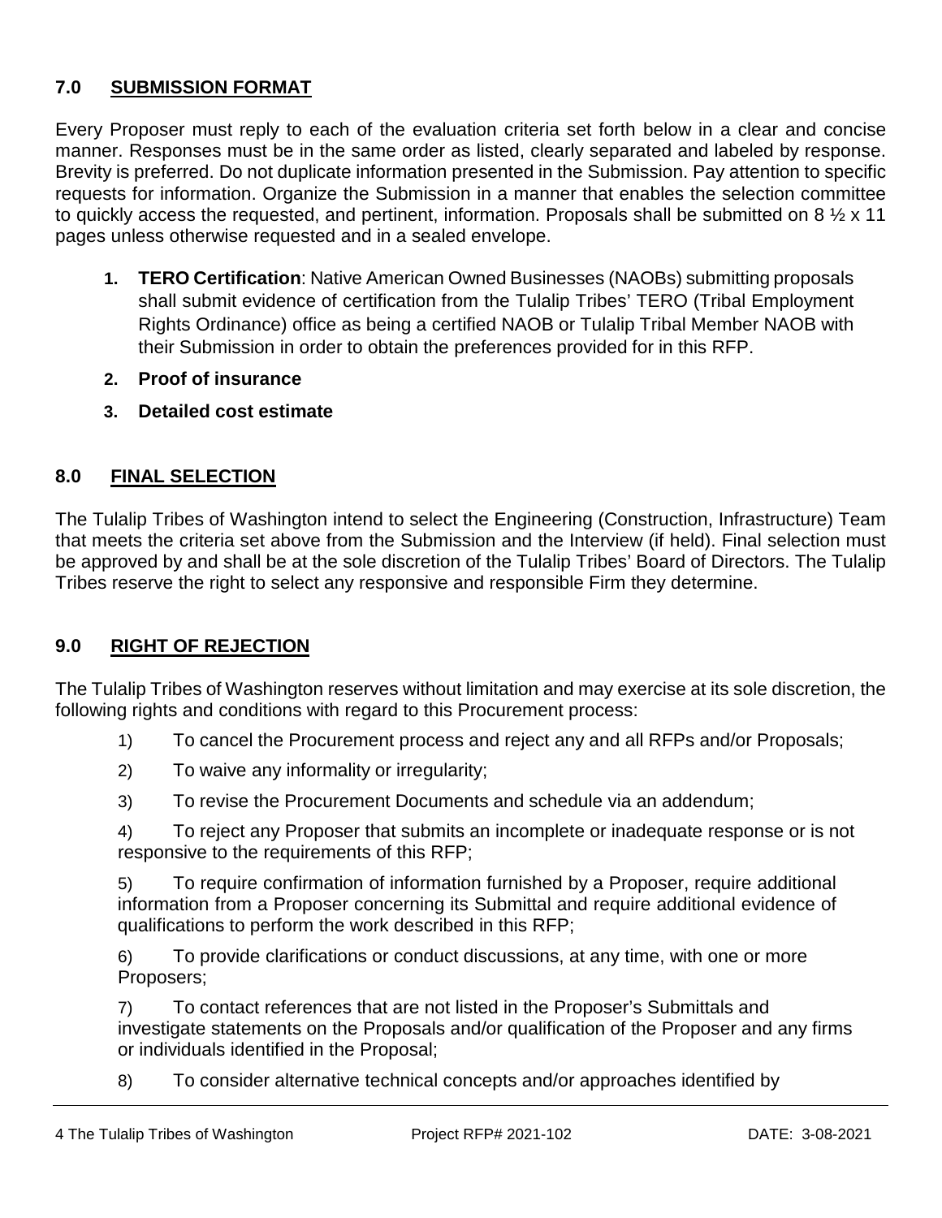## 7.0 SUBMISSION FORMAT

Every Proposer must reply to each of the evaluation criteria set forth below in a clear and concise manner. Responses must be in the same order as listed, clearly separated and labeled by response. Brevity is preferred. Do not duplicate information presented in the Submission. Pay attention to specific requests for information. Organize the Submission in a manner that enables the selection committee to quickly access the requested, and pertinent, information. Proposals shall be submitted on 8 ½ x 11 pages unless otherwise requested and in a sealed envelope.

1. **TERO Certification**: Native American Owned Businesses (NAOBs) submitting proposals shall submit evidence of certification from the Tulalip Tribes' TERO (Tribal Employment Rights Ordinance) office as being a certified NAOB or Tulalip Tribal Member NAOB with their Submission in order to obtain the preferences provided for in this RFP.
2. **Proof of insurance**
3. **Detailed cost estimate**

## 8.0 FINAL SELECTION

The Tulalip Tribes of Washington intend to select the Engineering (Construction, Infrastructure) Team that meets the criteria set above from the Submission and the Interview (if held). Final selection must be approved by and shall be at the sole discretion of the Tulalip Tribes' Board of Directors. The Tulalip Tribes reserve the right to select any responsive and responsible Firm they determine.

## 9.0 RIGHT OF REJECTION

The Tulalip Tribes of Washington reserves without limitation and may exercise at its sole discretion, the following rights and conditions with regard to this Procurement process:

1) To cancel the Procurement process and reject any and all RFPs and/or Proposals;

2) To waive any informality or irregularity;

3) To revise the Procurement Documents and schedule via an addendum;

4) To reject any Proposer that submits an incomplete or inadequate response or is not responsive to the requirements of this RFP;

5) To require confirmation of information furnished by a Proposer, require additional information from a Proposer concerning its Submittal and require additional evidence of qualifications to perform the work described in this RFP;

6) To provide clarifications or conduct discussions, at any time, with one or more Proposers;

7) To contact references that are not listed in the Proposer's Submittals and investigate statements on the Proposals and/or qualification of the Proposer and any firms or individuals identified in the Proposal;

8) To consider alternative technical concepts and/or approaches identified by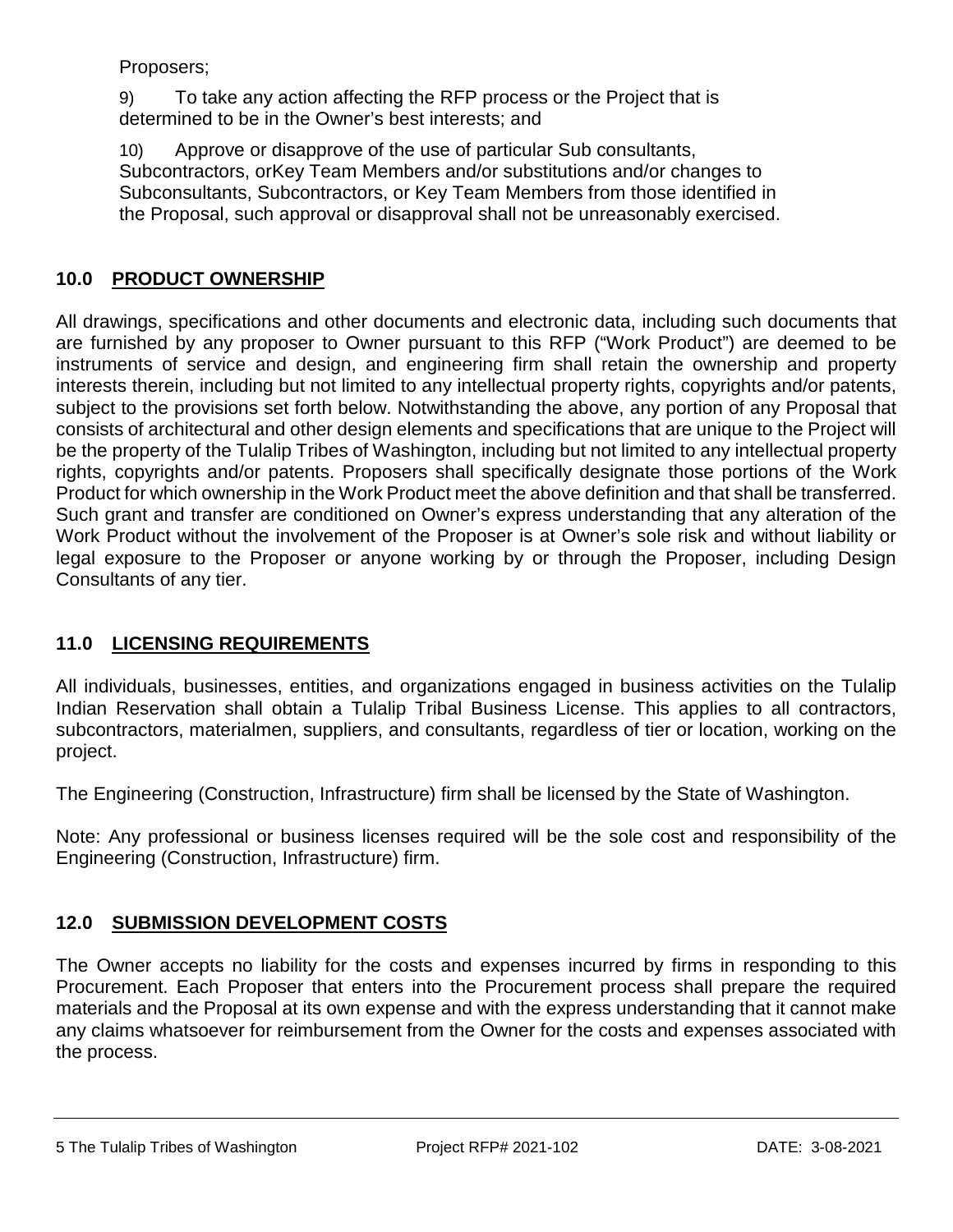Proposers;

9) To take any action affecting the RFP process or the Project that is determined to be in the Owner's best interests; and

10) Approve or disapprove of the use of particular Sub consultants, Subcontractors, orKey Team Members and/or substitutions and/or changes to Subconsultants, Subcontractors, or Key Team Members from those identified in the Proposal, such approval or disapproval shall not be unreasonably exercised.

## 10.0 PRODUCT OWNERSHIP

All drawings, specifications and other documents and electronic data, including such documents that are furnished by any proposer to Owner pursuant to this RFP ("Work Product") are deemed to be instruments of service and design, and engineering firm shall retain the ownership and property interests therein, including but not limited to any intellectual property rights, copyrights and/or patents, subject to the provisions set forth below. Notwithstanding the above, any portion of any Proposal that consists of architectural and other design elements and specifications that are unique to the Project will be the property of the Tulalip Tribes of Washington, including but not limited to any intellectual property rights, copyrights and/or patents. Proposers shall specifically designate those portions of the Work Product for which ownership in the Work Product meet the above definition and that shall be transferred. Such grant and transfer are conditioned on Owner's express understanding that any alteration of the Work Product without the involvement of the Proposer is at Owner's sole risk and without liability or legal exposure to the Proposer or anyone working by or through the Proposer, including Design Consultants of any tier.

## 11.0 LICENSING REQUIREMENTS

All individuals, businesses, entities, and organizations engaged in business activities on the Tulalip Indian Reservation shall obtain a Tulalip Tribal Business License. This applies to all contractors, subcontractors, materialmen, suppliers, and consultants, regardless of tier or location, working on the project.

The Engineering (Construction, Infrastructure) firm shall be licensed by the State of Washington.

Note: Any professional or business licenses required will be the sole cost and responsibility of the Engineering (Construction, Infrastructure) firm.

## 12.0 SUBMISSION DEVELOPMENT COSTS

The Owner accepts no liability for the costs and expenses incurred by firms in responding to this Procurement. Each Proposer that enters into the Procurement process shall prepare the required materials and the Proposal at its own expense and with the express understanding that it cannot make any claims whatsoever for reimbursement from the Owner for the costs and expenses associated with the process.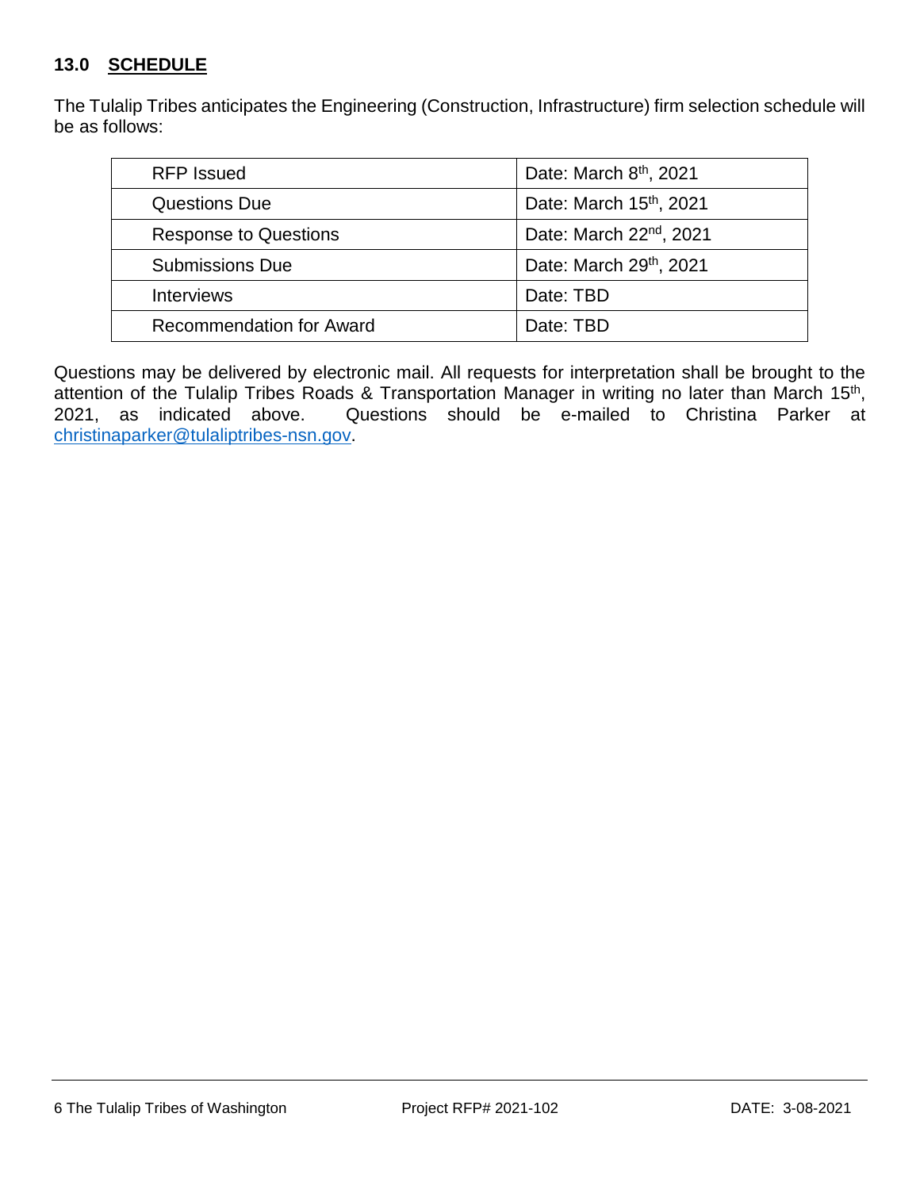## 13.0 SCHEDULE

The Tulalip Tribes anticipates the Engineering (Construction, Infrastructure) firm selection schedule will be as follows:

| | |
|---|---|
| RFP Issued | Date: March 8th, 2021 |
| Questions Due | Date: March 15th, 2021 |
| Response to Questions | Date: March 22nd, 2021 |
| Submissions Due | Date: March 29th, 2021 |
| Interviews | Date: TBD |
| Recommendation for Award | Date: TBD |

Questions may be delivered by electronic mail. All requests for interpretation shall be brought to the attention of the Tulalip Tribes Roads & Transportation Manager in writing no later than March 15th, 2021, as indicated above. Questions should be e-mailed to Christina Parker at christinaparker@tulaliptribes-nsn.gov.